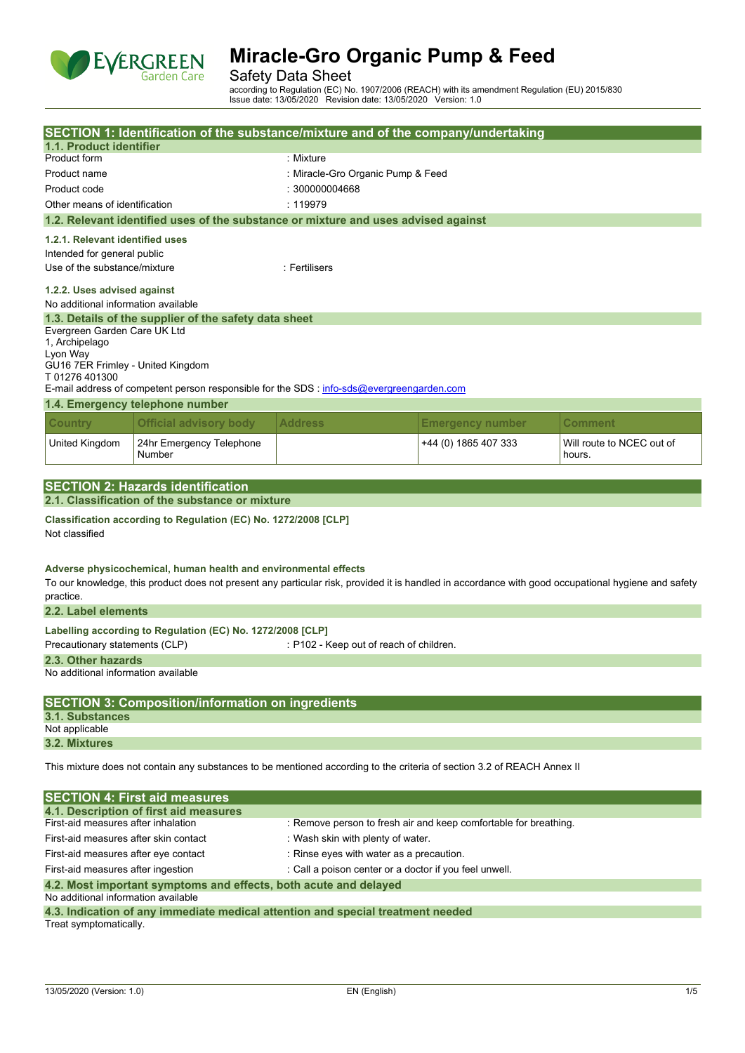# Miracle-Gro Organic Pump & Feed

Safety Data Sheet

according to Regulation (EC) No. 1907/2006 (REACH) with its amendment Regulation (EU) 2015/830
Issue date: 13/05/2020 Revision date: 13/05/2020 Version: 1.0

## SECTION 1: Identification of the substance/mixture and of the company/undertaking

### 1.1. Product identifier

| | |
|---|---|
| Product form | : Mixture |
| Product name | : Miracle-Gro Organic Pump & Feed |
| Product code | : 300000004668 |
| Other means of identification | : 119979 |

### 1.2. Relevant identified uses of the substance or mixture and uses advised against

#### 1.2.1. Relevant identified uses

Intended for general public

Use of the substance/mixture : Fertilisers

#### 1.2.2. Uses advised against

No additional information available

### 1.3. Details of the supplier of the safety data sheet

Evergreen Garden Care UK Ltd
1, Archipelago
Lyon Way
GU16 7ER Frimley - United Kingdom
T 01276 401300

E-mail address of competent person responsible for the SDS : info-sds@evergreengarden.com

### 1.4. Emergency telephone number

| Country | Official advisory body | Address | Emergency number | Comment |
|---|---|---|---|---|
| United Kingdom | 24hr Emergency Telephone Number | | +44 (0) 1865 407 333 | Will route to NCEC out of hours. |

## SECTION 2: Hazards identification

### 2.1. Classification of the substance or mixture

**Classification according to Regulation (EC) No. 1272/2008 [CLP]**

Not classified

**Adverse physicochemical, human health and environmental effects**

To our knowledge, this product does not present any particular risk, provided it is handled in accordance with good occupational hygiene and safety practice.

### 2.2. Label elements

**Labelling according to Regulation (EC) No. 1272/2008 [CLP]**

Precautionary statements (CLP) : P102 - Keep out of reach of children.

### 2.3. Other hazards

No additional information available

## SECTION 3: Composition/information on ingredients

### 3.1. Substances

Not applicable

### 3.2. Mixtures

This mixture does not contain any substances to be mentioned according to the criteria of section 3.2 of REACH Annex II

## SECTION 4: First aid measures

### 4.1. Description of first aid measures

| | |
|---|---|
| First-aid measures after inhalation | : Remove person to fresh air and keep comfortable for breathing. |
| First-aid measures after skin contact | : Wash skin with plenty of water. |
| First-aid measures after eye contact | : Rinse eyes with water as a precaution. |
| First-aid measures after ingestion | : Call a poison center or a doctor if you feel unwell. |

### 4.2. Most important symptoms and effects, both acute and delayed

No additional information available

### 4.3. Indication of any immediate medical attention and special treatment needed

Treat symptomatically.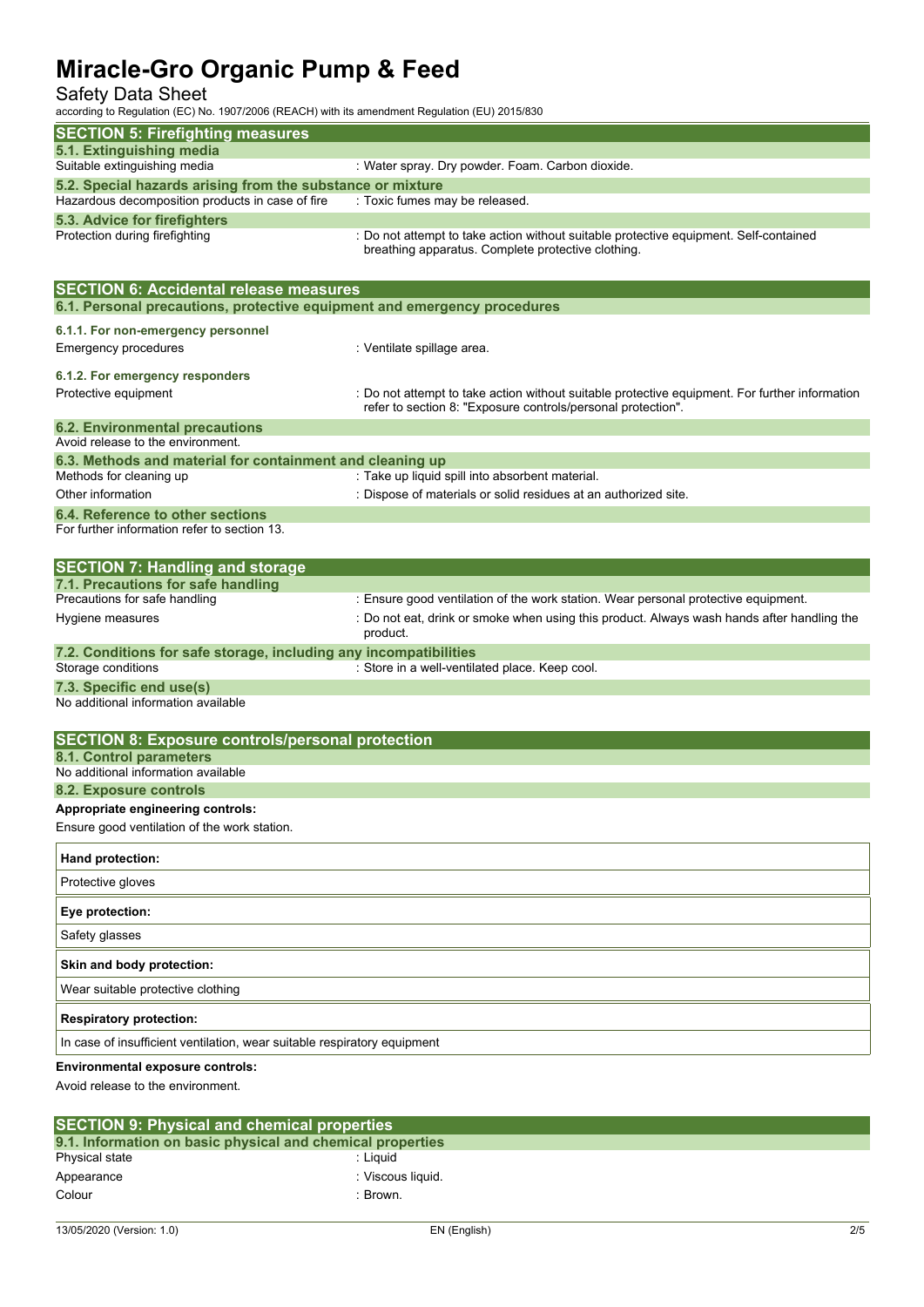## SECTION 5: Firefighting measures

### 5.1. Extinguishing media

| | |
|---|---|
| Suitable extinguishing media | : Water spray. Dry powder. Foam. Carbon dioxide. |

### 5.2. Special hazards arising from the substance or mixture

| | |
|---|---|
| Hazardous decomposition products in case of fire | : Toxic fumes may be released. |

### 5.3. Advice for firefighters

| | |
|---|---|
| Protection during firefighting | : Do not attempt to take action without suitable protective equipment. Self-contained breathing apparatus. Complete protective clothing. |

## SECTION 6: Accidental release measures

### 6.1. Personal precautions, protective equipment and emergency procedures

#### 6.1.1. For non-emergency personnel

| | |
|---|---|
| Emergency procedures | : Ventilate spillage area. |

#### 6.1.2. For emergency responders

| | |
|---|---|
| Protective equipment | : Do not attempt to take action without suitable protective equipment. For further information refer to section 8: "Exposure controls/personal protection". |

### 6.2. Environmental precautions

Avoid release to the environment.

### 6.3. Methods and material for containment and cleaning up

| | |
|---|---|
| Methods for cleaning up | : Take up liquid spill into absorbent material. |
| Other information | : Dispose of materials or solid residues at an authorized site. |

### 6.4. Reference to other sections

For further information refer to section 13.

## SECTION 7: Handling and storage

### 7.1. Precautions for safe handling

| | |
|---|---|
| Precautions for safe handling | : Ensure good ventilation of the work station. Wear personal protective equipment. |
| Hygiene measures | : Do not eat, drink or smoke when using this product. Always wash hands after handling the product. |

### 7.2. Conditions for safe storage, including any incompatibilities

| | |
|---|---|
| Storage conditions | : Store in a well-ventilated place. Keep cool. |

### 7.3. Specific end use(s)

No additional information available

## SECTION 8: Exposure controls/personal protection

### 8.1. Control parameters

No additional information available

### 8.2. Exposure controls

**Appropriate engineering controls:**

Ensure good ventilation of the work station.

**Hand protection:**

Protective gloves

**Eye protection:**

Safety glasses

**Skin and body protection:**

Wear suitable protective clothing

**Respiratory protection:**

In case of insufficient ventilation, wear suitable respiratory equipment

**Environmental exposure controls:**

Avoid release to the environment.

## SECTION 9: Physical and chemical properties

### 9.1. Information on basic physical and chemical properties

| | |
|---|---|
| Physical state | : Liquid |
| Appearance | : Viscous liquid. |
| Colour | : Brown. |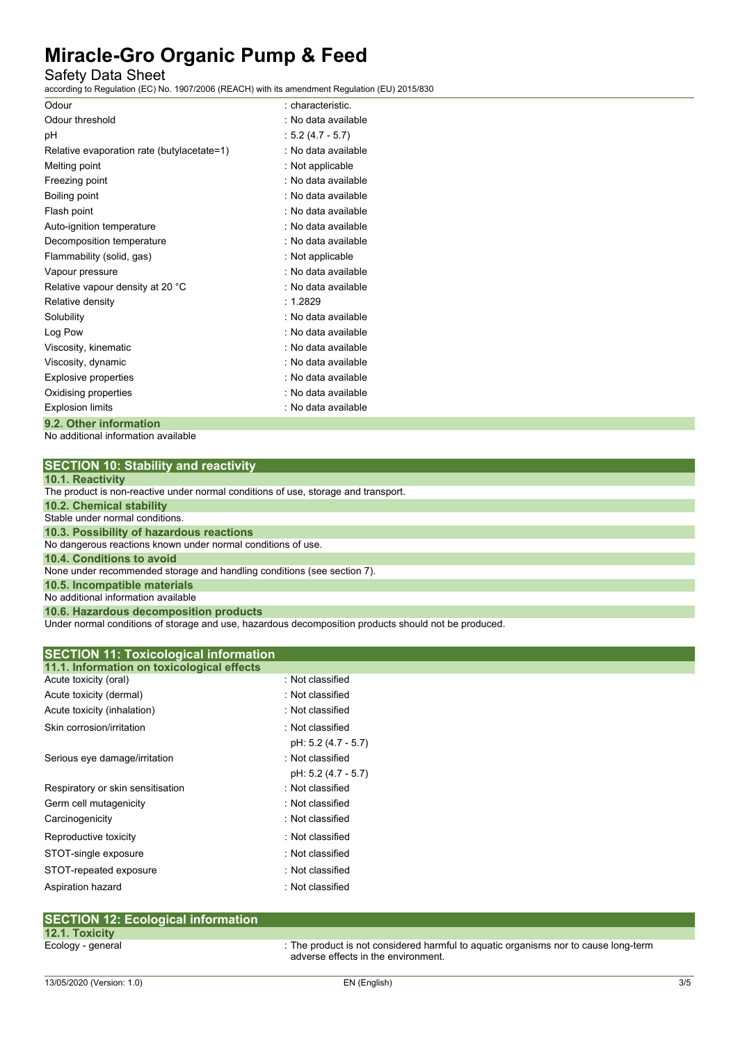| | |
|---|---|
| Odour | : characteristic. |
| Odour threshold | : No data available |
| pH | : 5.2 (4.7 - 5.7) |
| Relative evaporation rate (butylacetate=1) | : No data available |
| Melting point | : Not applicable |
| Freezing point | : No data available |
| Boiling point | : No data available |
| Flash point | : No data available |
| Auto-ignition temperature | : No data available |
| Decomposition temperature | : No data available |
| Flammability (solid, gas) | : Not applicable |
| Vapour pressure | : No data available |
| Relative vapour density at 20 °C | : No data available |
| Relative density | : 1.2829 |
| Solubility | : No data available |
| Log Pow | : No data available |
| Viscosity, kinematic | : No data available |
| Viscosity, dynamic | : No data available |
| Explosive properties | : No data available |
| Oxidising properties | : No data available |
| Explosion limits | : No data available |

### 9.2. Other information

No additional information available

## SECTION 10: Stability and reactivity

### 10.1. Reactivity

The product is non-reactive under normal conditions of use, storage and transport.

### 10.2. Chemical stability

Stable under normal conditions.

### 10.3. Possibility of hazardous reactions

No dangerous reactions known under normal conditions of use.

### 10.4. Conditions to avoid

None under recommended storage and handling conditions (see section 7).

### 10.5. Incompatible materials

No additional information available

### 10.6. Hazardous decomposition products

Under normal conditions of storage and use, hazardous decomposition products should not be produced.

## SECTION 11: Toxicological information

### 11.1. Information on toxicological effects

| | |
|---|---|
| Acute toxicity (oral) | : Not classified |
| Acute toxicity (dermal) | : Not classified |
| Acute toxicity (inhalation) | : Not classified |
| Skin corrosion/irritation | : Not classified<br>pH: 5.2 (4.7 - 5.7) |
| Serious eye damage/irritation | : Not classified<br>pH: 5.2 (4.7 - 5.7) |
| Respiratory or skin sensitisation | : Not classified |
| Germ cell mutagenicity | : Not classified |
| Carcinogenicity | : Not classified |
| Reproductive toxicity | : Not classified |
| STOT-single exposure | : Not classified |
| STOT-repeated exposure | : Not classified |
| Aspiration hazard | : Not classified |

## SECTION 12: Ecological information

### 12.1. Toxicity

| | |
|---|---|
| Ecology - general | : The product is not considered harmful to aquatic organisms nor to cause long-term adverse effects in the environment. |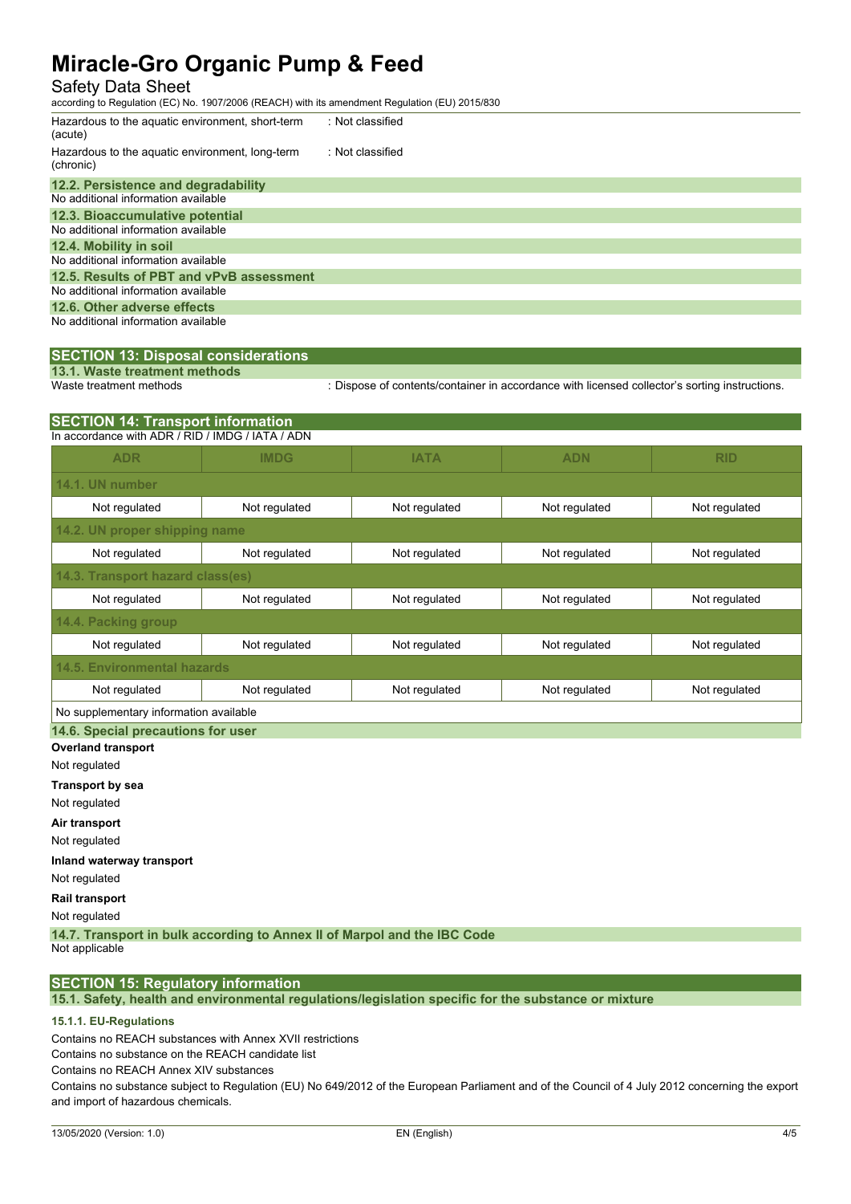| | |
|---|---|
| Hazardous to the aquatic environment, short-term (acute) | : Not classified |
| Hazardous to the aquatic environment, long-term (chronic) | : Not classified |

### 12.2. Persistence and degradability

No additional information available

### 12.3. Bioaccumulative potential

No additional information available

### 12.4. Mobility in soil

No additional information available

### 12.5. Results of PBT and vPvB assessment

No additional information available

### 12.6. Other adverse effects

No additional information available

## SECTION 13: Disposal considerations

### 13.1. Waste treatment methods

Waste treatment methods : Dispose of contents/container in accordance with licensed collector's sorting instructions.

## SECTION 14: Transport information

In accordance with ADR / RID / IMDG / IATA / ADN

| ADR | IMDG | IATA | ADN | RID |
|---|---|---|---|---|
| **14.1. UN number** | | | | |
| Not regulated | Not regulated | Not regulated | Not regulated | Not regulated |
| **14.2. UN proper shipping name** | | | | |
| Not regulated | Not regulated | Not regulated | Not regulated | Not regulated |
| **14.3. Transport hazard class(es)** | | | | |
| Not regulated | Not regulated | Not regulated | Not regulated | Not regulated |
| **14.4. Packing group** | | | | |
| Not regulated | Not regulated | Not regulated | Not regulated | Not regulated |
| **14.5. Environmental hazards** | | | | |
| Not regulated | Not regulated | Not regulated | Not regulated | Not regulated |
| No supplementary information available | | | | |

### 14.6. Special precautions for user

**Overland transport**

Not regulated

**Transport by sea**

Not regulated

**Air transport**

Not regulated

**Inland waterway transport**

Not regulated

**Rail transport**

Not regulated

### 14.7. Transport in bulk according to Annex II of Marpol and the IBC Code

Not applicable

## SECTION 15: Regulatory information

### 15.1. Safety, health and environmental regulations/legislation specific for the substance or mixture

#### 15.1.1. EU-Regulations

Contains no REACH substances with Annex XVII restrictions

Contains no substance on the REACH candidate list

Contains no REACH Annex XIV substances

Contains no substance subject to Regulation (EU) No 649/2012 of the European Parliament and of the Council of 4 July 2012 concerning the export and import of hazardous chemicals.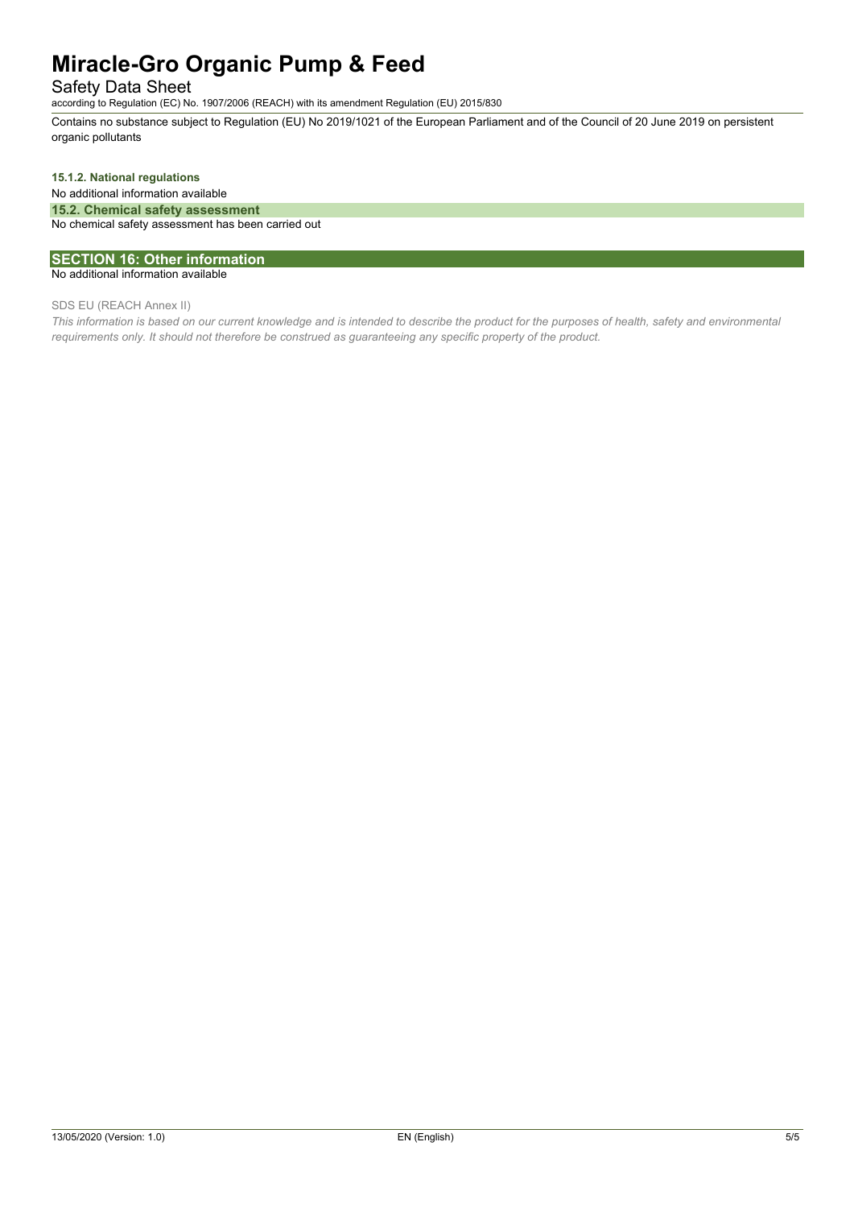Contains no substance subject to Regulation (EU) No 2019/1021 of the European Parliament and of the Council of 20 June 2019 on persistent organic pollutants

#### 15.1.2. National regulations

No additional information available

### 15.2. Chemical safety assessment

No chemical safety assessment has been carried out

## SECTION 16: Other information

No additional information available

SDS EU (REACH Annex II)

*This information is based on our current knowledge and is intended to describe the product for the purposes of health, safety and environmental requirements only. It should not therefore be construed as guaranteeing any specific property of the product.*